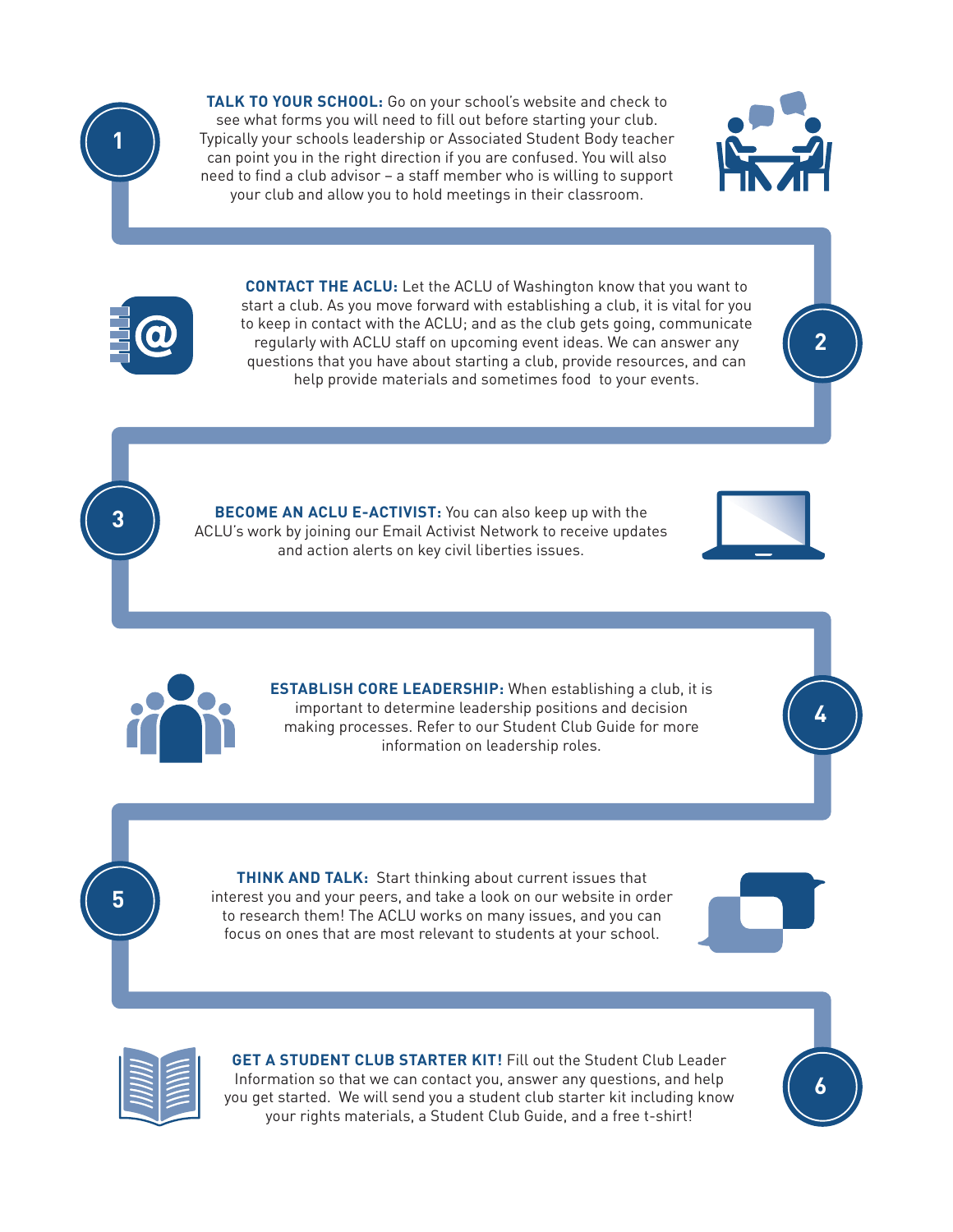1. **TALK TO YOUR SCHOOL:** Go on your school's website and check to see what forms you will need to fill out before starting your club. Typically your schools leadership or Associated Student Body teacher can point you in the right direction if you are confused. You will also need to find a club advisor – a staff member who is willing to support your club and allow you to hold meetings in their classroom.

2. **CONTACT THE ACLU:** Let the ACLU of Washington know that you want to start a club. As you move forward with establishing a club, it is vital for you to keep in contact with the ACLU; and as the club gets going, communicate regularly with ACLU staff on upcoming event ideas. We can answer any questions that you have about starting a club, provide resources, and can help provide materials and sometimes food to your events.

3. **BECOME AN ACLU E-ACTIVIST:** You can also keep up with the ACLU's work by joining our Email Activist Network to receive updates and action alerts on key civil liberties issues.

4. **ESTABLISH CORE LEADERSHIP:** When establishing a club, it is important to determine leadership positions and decision making processes. Refer to our Student Club Guide for more information on leadership roles.

5. **THINK AND TALK:** Start thinking about current issues that interest you and your peers, and take a look on our website in order to research them! The ACLU works on many issues, and you can focus on ones that are most relevant to students at your school.

6. **GET A STUDENT CLUB STARTER KIT!** Fill out the Student Club Leader Information so that we can contact you, answer any questions, and help you get started. We will send you a student club starter kit including know your rights materials, a Student Club Guide, and a free t-shirt!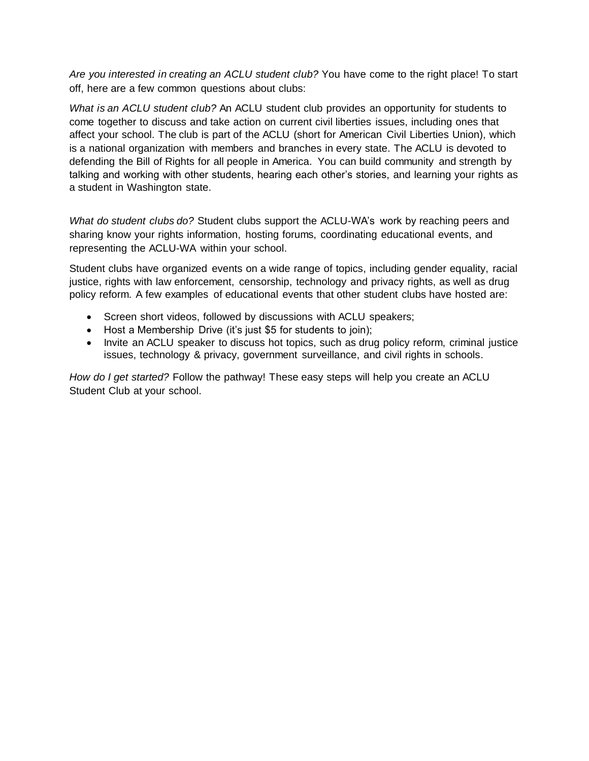*Are you interested in creating an ACLU student club?* You have come to the right place! To start off, here are a few common questions about clubs:

*What is an ACLU student club?* An ACLU student club provides an opportunity for students to come together to discuss and take action on current civil liberties issues, including ones that affect your school. The club is part of the ACLU (short for American Civil Liberties Union), which is a national organization with members and branches in every state. The ACLU is devoted to defending the Bill of Rights for all people in America. You can build community and strength by talking and working with other students, hearing each other's stories, and learning your rights as a student in Washington state.

*What do student clubs do?* Student clubs support the ACLU-WA's work by reaching peers and sharing know your rights information, hosting forums, coordinating educational events, and representing the ACLU-WA within your school.

Student clubs have organized events on a wide range of topics, including gender equality, racial justice, rights with law enforcement, censorship, technology and privacy rights, as well as drug policy reform. A few examples of educational events that other student clubs have hosted are:

- Screen short videos, followed by discussions with ACLU speakers;
- Host a Membership Drive (it's just $5 for students to join);
- Invite an ACLU speaker to discuss hot topics, such as drug policy reform, criminal justice issues, technology & privacy, government surveillance, and civil rights in schools.

*How do I get started?* Follow the pathway! These easy steps will help you create an ACLU Student Club at your school.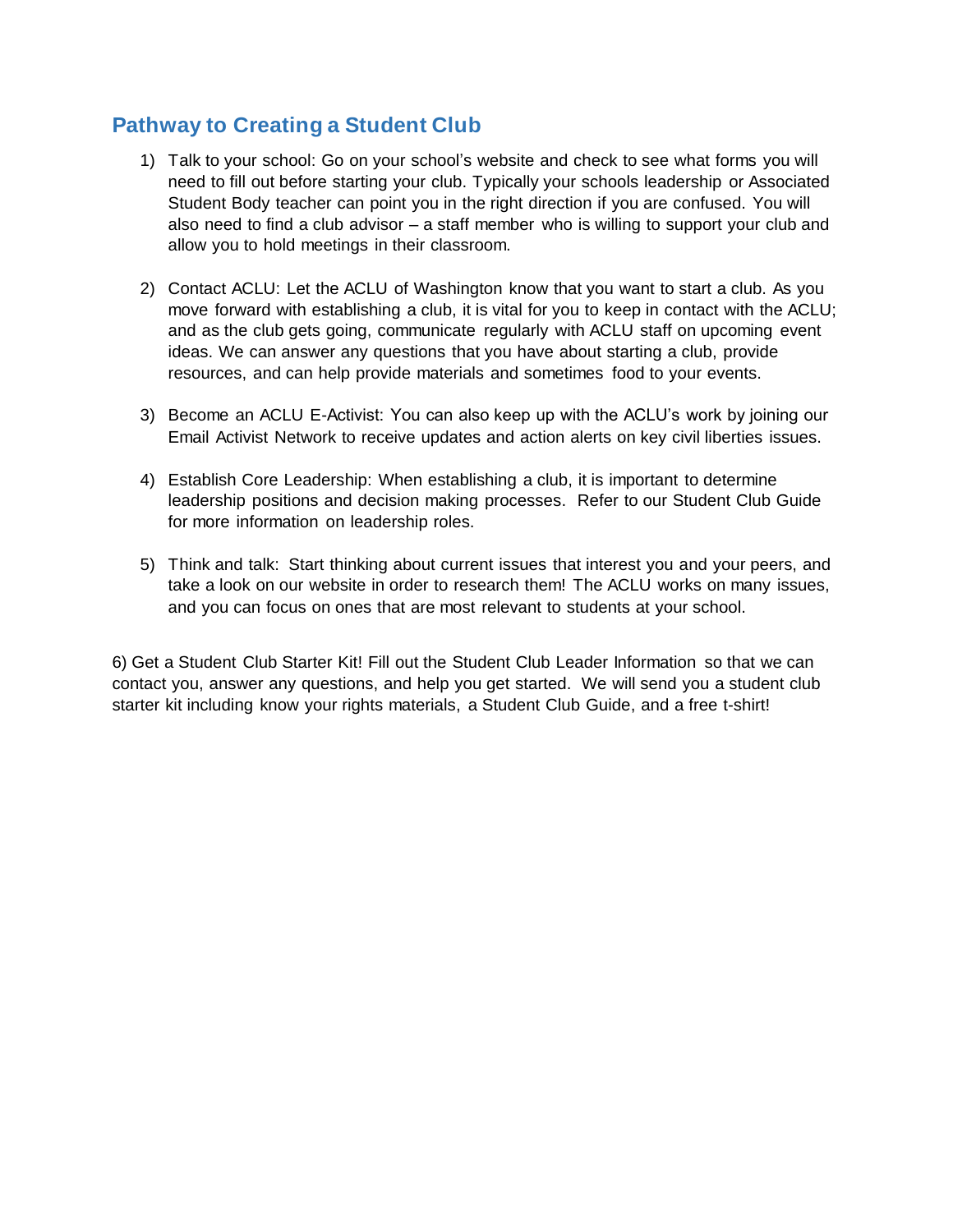## Pathway to Creating a Student Club

1) Talk to your school: Go on your school's website and check to see what forms you will need to fill out before starting your club. Typically your schools leadership or Associated Student Body teacher can point you in the right direction if you are confused. You will also need to find a club advisor – a staff member who is willing to support your club and allow you to hold meetings in their classroom.

2) Contact ACLU: Let the ACLU of Washington know that you want to start a club. As you move forward with establishing a club, it is vital for you to keep in contact with the ACLU; and as the club gets going, communicate regularly with ACLU staff on upcoming event ideas. We can answer any questions that you have about starting a club, provide resources, and can help provide materials and sometimes food to your events.

3) Become an ACLU E-Activist: You can also keep up with the ACLU's work by joining our Email Activist Network to receive updates and action alerts on key civil liberties issues.

4) Establish Core Leadership: When establishing a club, it is important to determine leadership positions and decision making processes. Refer to our Student Club Guide for more information on leadership roles.

5) Think and talk: Start thinking about current issues that interest you and your peers, and take a look on our website in order to research them! The ACLU works on many issues, and you can focus on ones that are most relevant to students at your school.

6) Get a Student Club Starter Kit! Fill out the Student Club Leader Information so that we can contact you, answer any questions, and help you get started. We will send you a student club starter kit including know your rights materials, a Student Club Guide, and a free t-shirt!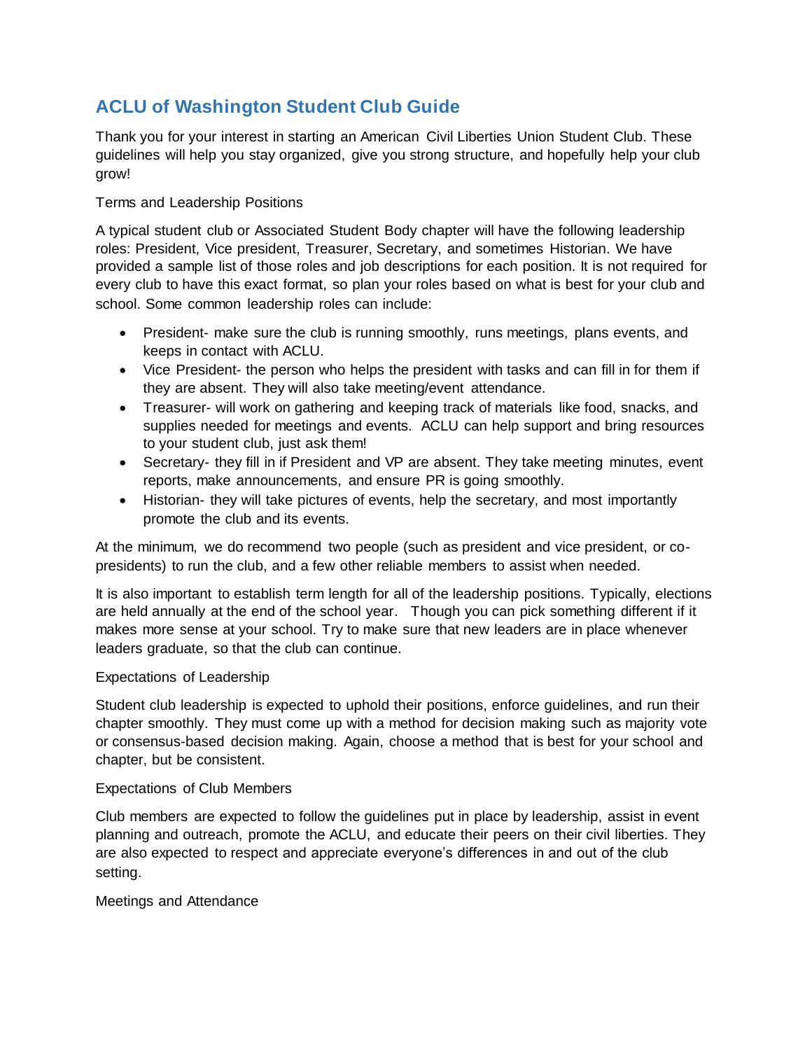## ACLU of Washington Student Club Guide

Thank you for your interest in starting an American Civil Liberties Union Student Club. These guidelines will help you stay organized, give you strong structure, and hopefully help your club grow!

### Terms and Leadership Positions

A typical student club or Associated Student Body chapter will have the following leadership roles: President, Vice president, Treasurer, Secretary, and sometimes Historian. We have provided a sample list of those roles and job descriptions for each position. It is not required for every club to have this exact format, so plan your roles based on what is best for your club and school. Some common leadership roles can include:

- President- make sure the club is running smoothly, runs meetings, plans events, and keeps in contact with ACLU.
- Vice President- the person who helps the president with tasks and can fill in for them if they are absent. They will also take meeting/event attendance.
- Treasurer- will work on gathering and keeping track of materials like food, snacks, and supplies needed for meetings and events. ACLU can help support and bring resources to your student club, just ask them!
- Secretary- they fill in if President and VP are absent. They take meeting minutes, event reports, make announcements, and ensure PR is going smoothly.
- Historian- they will take pictures of events, help the secretary, and most importantly promote the club and its events.

At the minimum, we do recommend two people (such as president and vice president, or co-presidents) to run the club, and a few other reliable members to assist when needed.

It is also important to establish term length for all of the leadership positions. Typically, elections are held annually at the end of the school year. Though you can pick something different if it makes more sense at your school. Try to make sure that new leaders are in place whenever leaders graduate, so that the club can continue.

### Expectations of Leadership

Student club leadership is expected to uphold their positions, enforce guidelines, and run their chapter smoothly. They must come up with a method for decision making such as majority vote or consensus-based decision making. Again, choose a method that is best for your school and chapter, but be consistent.

### Expectations of Club Members

Club members are expected to follow the guidelines put in place by leadership, assist in event planning and outreach, promote the ACLU, and educate their peers on their civil liberties. They are also expected to respect and appreciate everyone's differences in and out of the club setting.

### Meetings and Attendance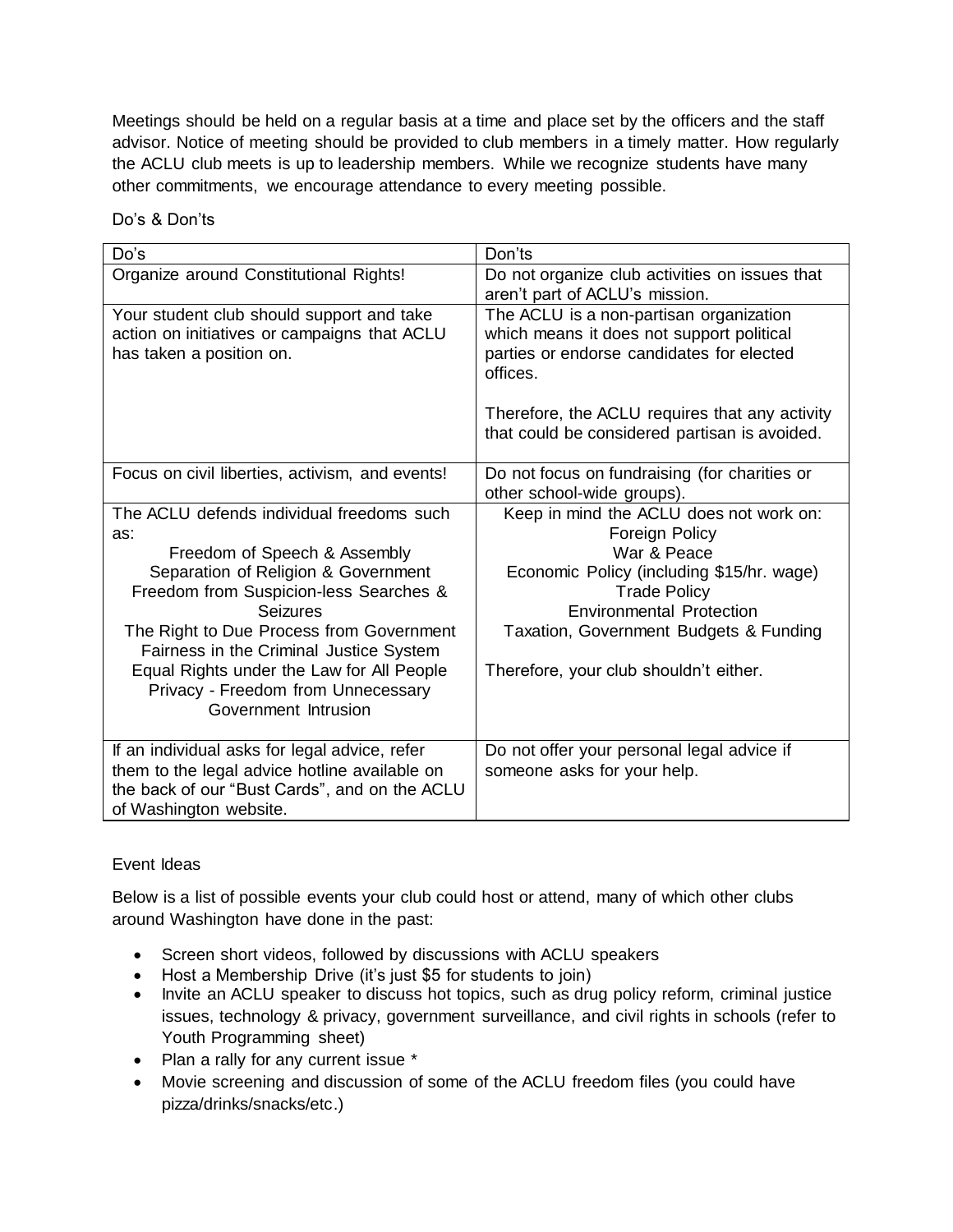Meetings should be held on a regular basis at a time and place set by the officers and the staff advisor. Notice of meeting should be provided to club members in a timely matter. How regularly the ACLU club meets is up to leadership members. While we recognize students have many other commitments, we encourage attendance to every meeting possible.

Do's & Don'ts

| Do's | Don'ts |
|---|---|
| Organize around Constitutional Rights! | Do not organize club activities on issues that aren't part of ACLU's mission. |
| Your student club should support and take action on initiatives or campaigns that ACLU has taken a position on. | The ACLU is a non-partisan organization which means it does not support political parties or endorse candidates for elected offices.<br><br>Therefore, the ACLU requires that any activity that could be considered partisan is avoided. |
| Focus on civil liberties, activism, and events! | Do not focus on fundraising (for charities or other school-wide groups). |
| The ACLU defends individual freedoms such as:<br>Freedom of Speech & Assembly<br>Separation of Religion & Government<br>Freedom from Suspicion-less Searches & Seizures<br>The Right to Due Process from Government<br>Fairness in the Criminal Justice System<br>Equal Rights under the Law for All People<br>Privacy - Freedom from Unnecessary Government Intrusion | Keep in mind the ACLU does not work on:<br>Foreign Policy<br>War & Peace<br>Economic Policy (including $15/hr. wage)<br>Trade Policy<br>Environmental Protection<br>Taxation, Government Budgets & Funding<br><br>Therefore, your club shouldn't either. |
| If an individual asks for legal advice, refer them to the legal advice hotline available on the back of our "Bust Cards", and on the ACLU of Washington website. | Do not offer your personal legal advice if someone asks for your help. |

Event Ideas

Below is a list of possible events your club could host or attend, many of which other clubs around Washington have done in the past:

- Screen short videos, followed by discussions with ACLU speakers
- Host a Membership Drive (it's just $5 for students to join)
- Invite an ACLU speaker to discuss hot topics, such as drug policy reform, criminal justice issues, technology & privacy, government surveillance, and civil rights in schools (refer to Youth Programming sheet)
- Plan a rally for any current issue *
- Movie screening and discussion of some of the ACLU freedom files (you could have pizza/drinks/snacks/etc.)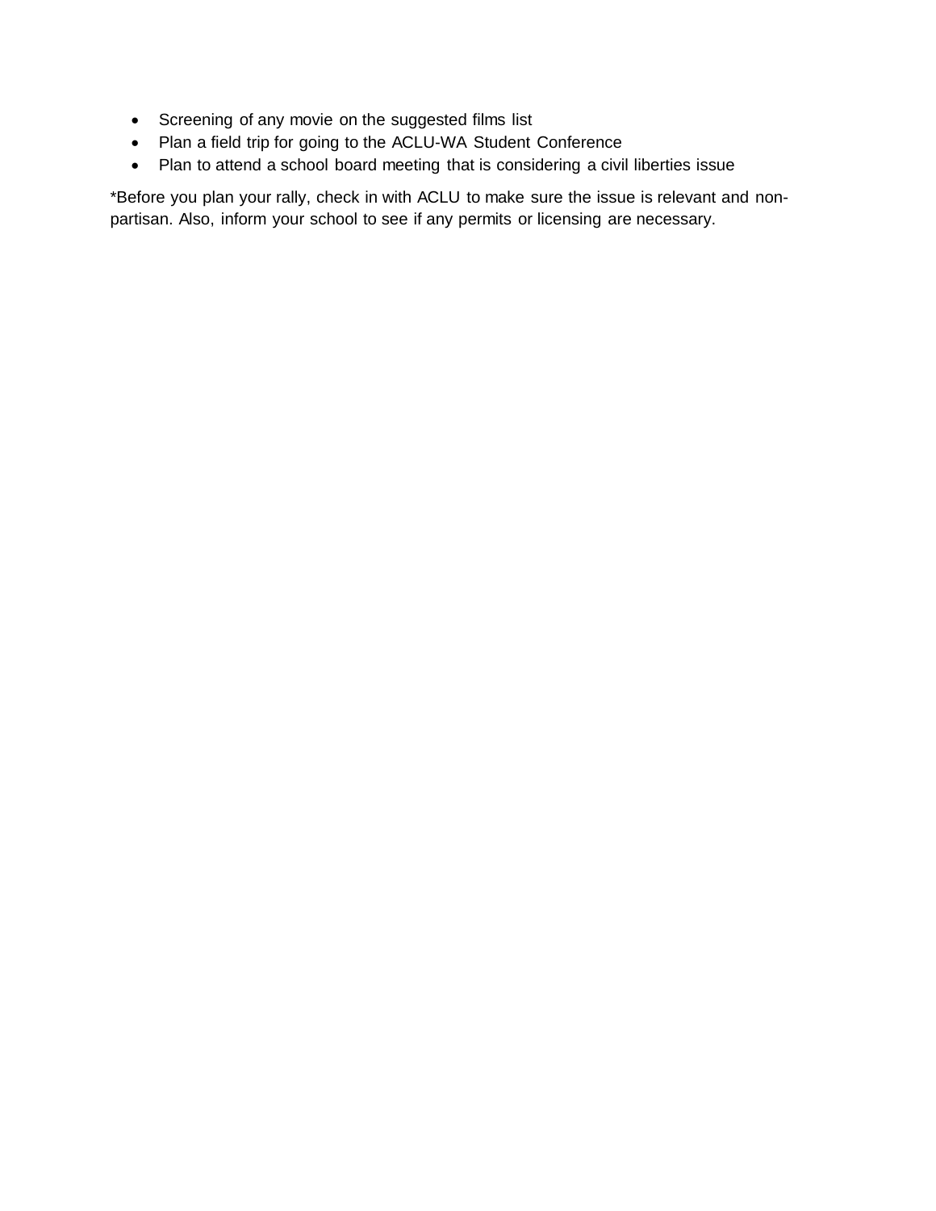- Screening of any movie on the suggested films list
- Plan a field trip for going to the ACLU-WA Student Conference
- Plan to attend a school board meeting that is considering a civil liberties issue

*Before you plan your rally, check in with ACLU to make sure the issue is relevant and non-partisan. Also, inform your school to see if any permits or licensing are necessary.